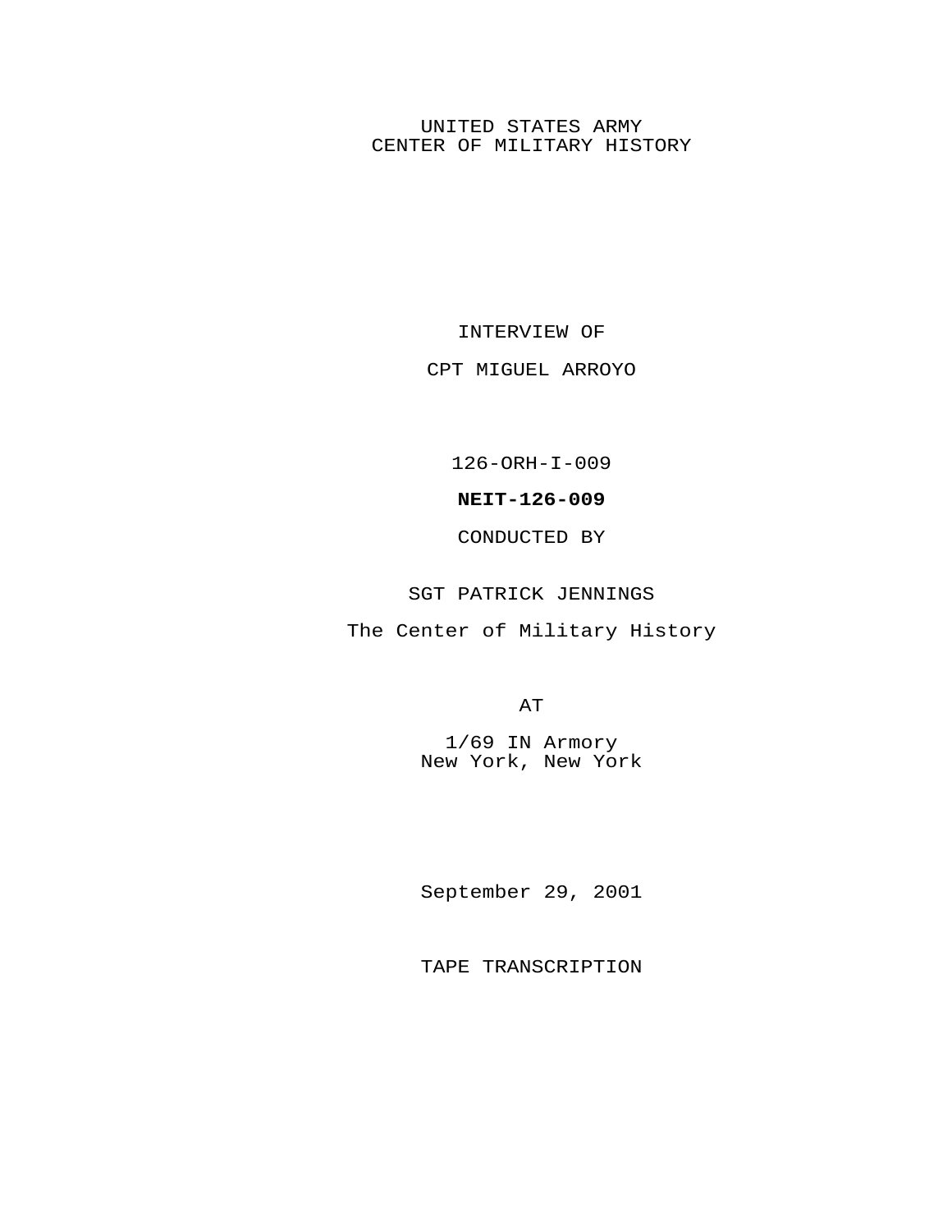UNITED STATES ARMY
CENTER OF MILITARY HISTORY

INTERVIEW OF

CPT MIGUEL ARROYO

126-ORH-I-009

**NEIT-126-009**

CONDUCTED BY

SGT PATRICK JENNINGS

The Center of Military History

AT

1/69 IN Armory
New York, New York

September 29, 2001

TAPE TRANSCRIPTION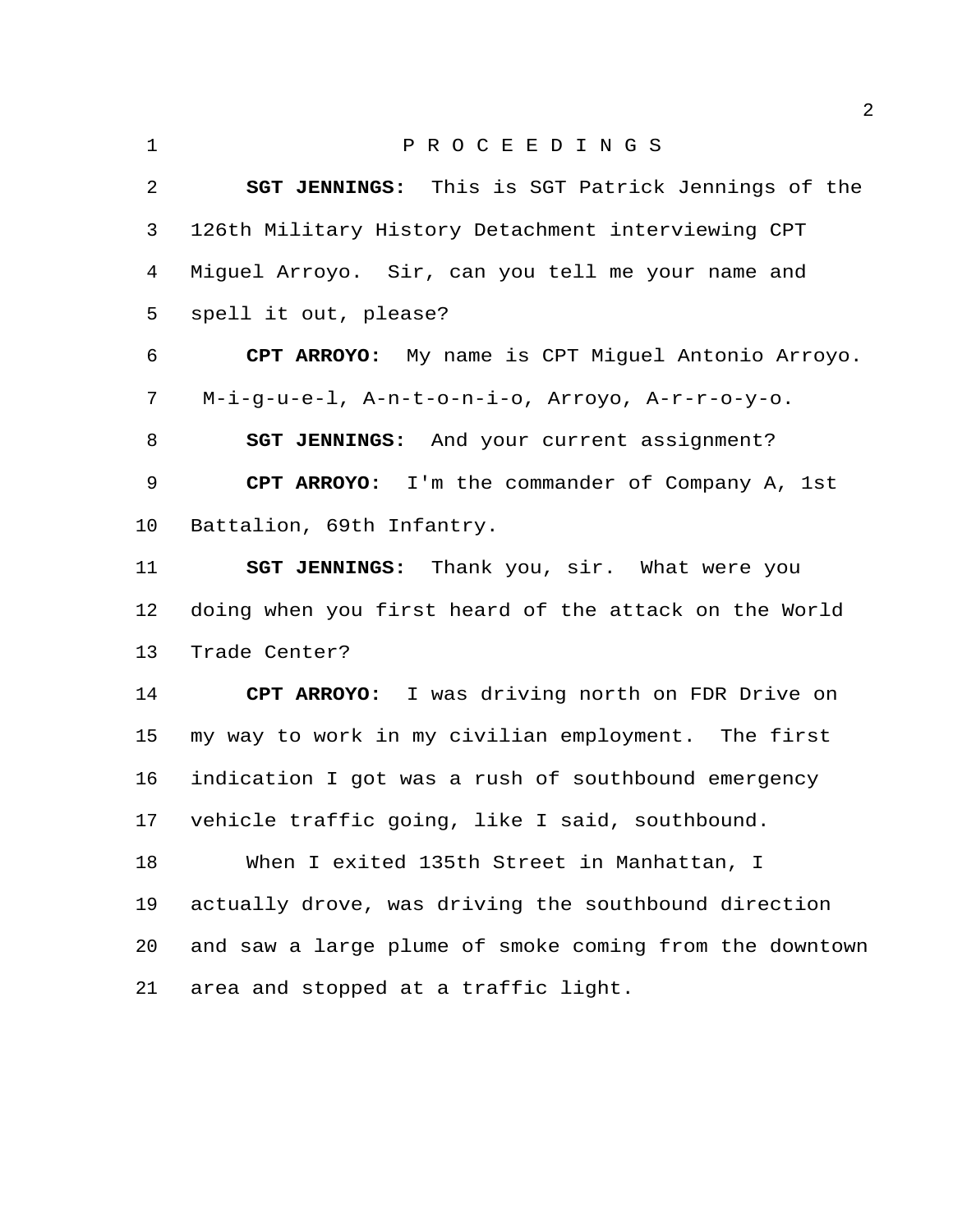P R O C E E D I N G S

**SGT JENNINGS:** This is SGT Patrick Jennings of the 126th Military History Detachment interviewing CPT Miguel Arroyo. Sir, can you tell me your name and spell it out, please?

**CPT ARROYO:** My name is CPT Miguel Antonio Arroyo. M-i-g-u-e-l, A-n-t-o-n-i-o, Arroyo, A-r-r-o-y-o.

**SGT JENNINGS:** And your current assignment?

**CPT ARROYO:** I'm the commander of Company A, 1st Battalion, 69th Infantry.

**SGT JENNINGS:** Thank you, sir. What were you doing when you first heard of the attack on the World Trade Center?

**CPT ARROYO:** I was driving north on FDR Drive on my way to work in my civilian employment. The first indication I got was a rush of southbound emergency vehicle traffic going, like I said, southbound.

When I exited 135th Street in Manhattan, I actually drove, was driving the southbound direction and saw a large plume of smoke coming from the downtown area and stopped at a traffic light.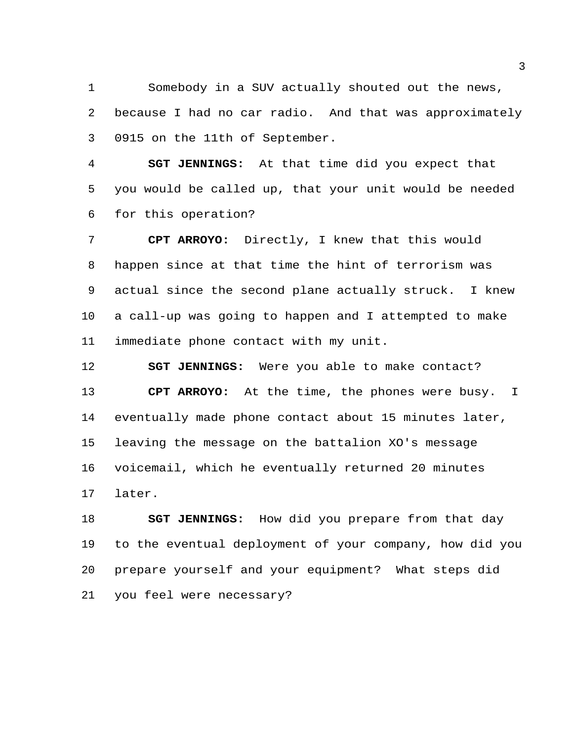Somebody in a SUV actually shouted out the news, because I had no car radio. And that was approximately 0915 on the 11th of September.

**SGT JENNINGS:** At that time did you expect that you would be called up, that your unit would be needed for this operation?

**CPT ARROYO:** Directly, I knew that this would happen since at that time the hint of terrorism was actual since the second plane actually struck. I knew a call-up was going to happen and I attempted to make immediate phone contact with my unit.

**SGT JENNINGS:** Were you able to make contact?

**CPT ARROYO:** At the time, the phones were busy. I eventually made phone contact about 15 minutes later, leaving the message on the battalion XO's message voicemail, which he eventually returned 20 minutes later.

**SGT JENNINGS:** How did you prepare from that day to the eventual deployment of your company, how did you prepare yourself and your equipment? What steps did you feel were necessary?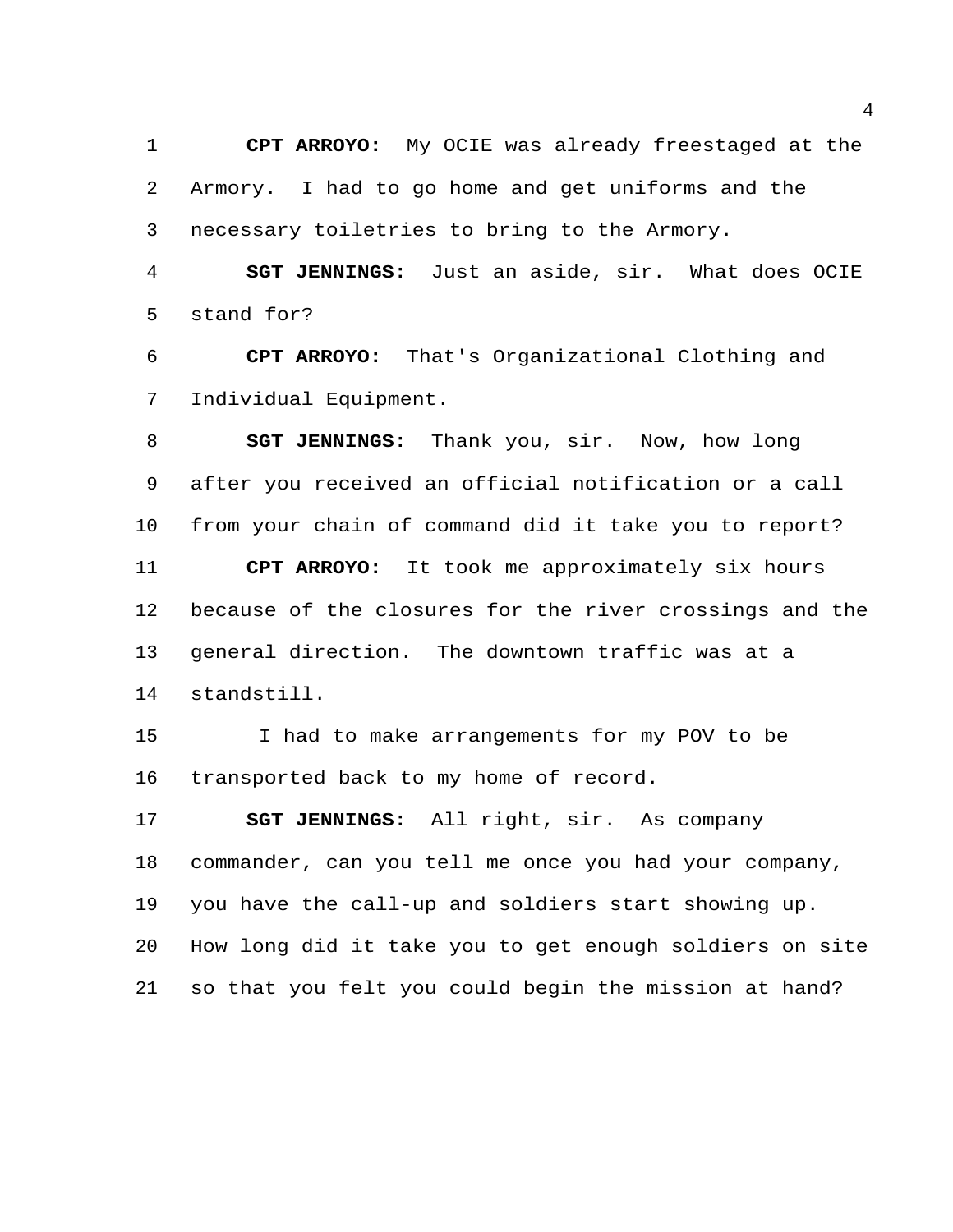**CPT ARROYO:** My OCIE was already freestaged at the Armory. I had to go home and get uniforms and the necessary toiletries to bring to the Armory.

**SGT JENNINGS:** Just an aside, sir. What does OCIE stand for?

**CPT ARROYO:** That's Organizational Clothing and Individual Equipment.

**SGT JENNINGS:** Thank you, sir. Now, how long after you received an official notification or a call from your chain of command did it take you to report?

**CPT ARROYO:** It took me approximately six hours because of the closures for the river crossings and the general direction. The downtown traffic was at a standstill.

I had to make arrangements for my POV to be transported back to my home of record.

**SGT JENNINGS:** All right, sir. As company commander, can you tell me once you had your company, you have the call-up and soldiers start showing up. How long did it take you to get enough soldiers on site so that you felt you could begin the mission at hand?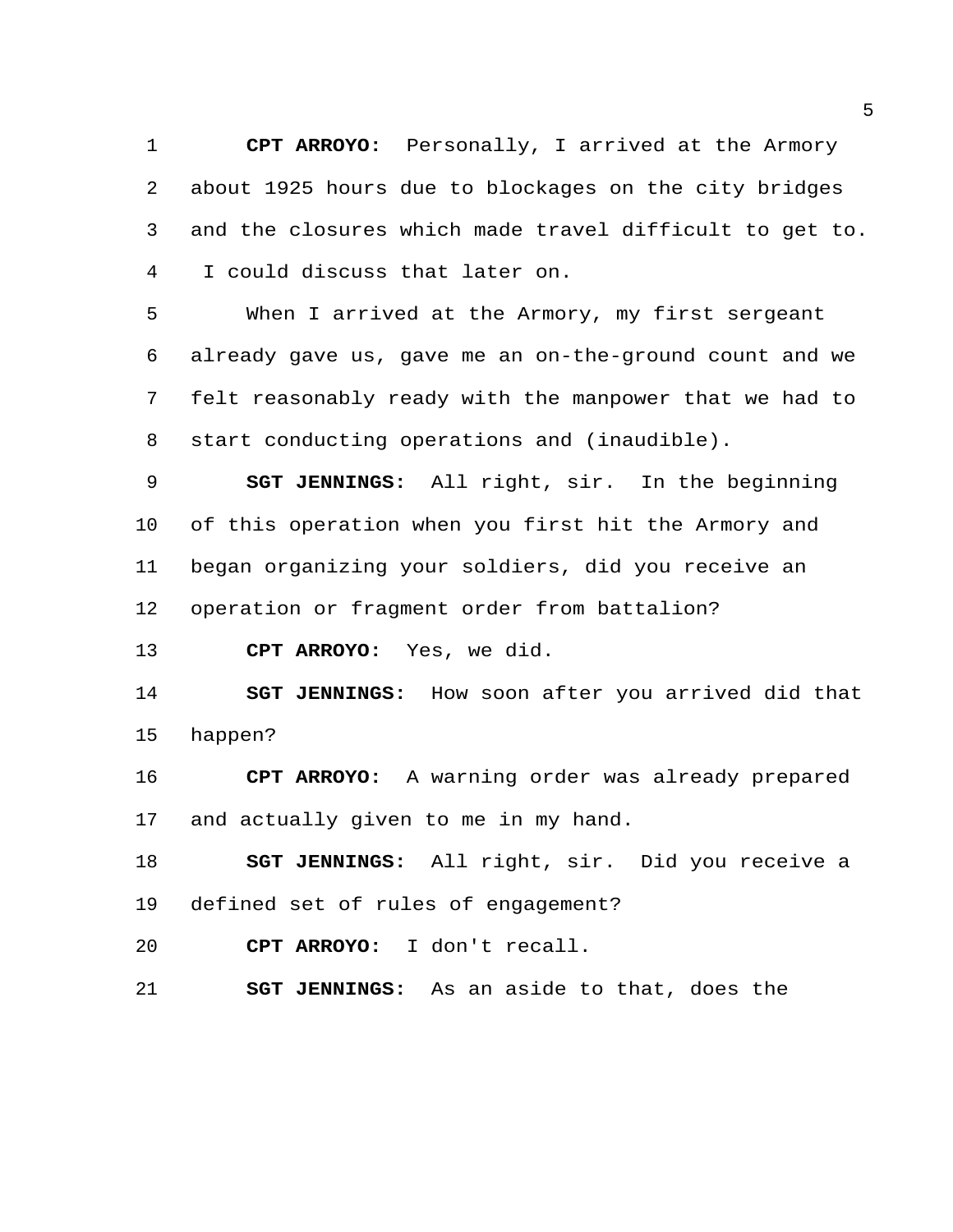**CPT ARROYO:** Personally, I arrived at the Armory about 1925 hours due to blockages on the city bridges and the closures which made travel difficult to get to. I could discuss that later on.

When I arrived at the Armory, my first sergeant already gave us, gave me an on-the-ground count and we felt reasonably ready with the manpower that we had to start conducting operations and (inaudible).

**SGT JENNINGS:** All right, sir. In the beginning of this operation when you first hit the Armory and began organizing your soldiers, did you receive an operation or fragment order from battalion?

**CPT ARROYO:** Yes, we did.

**SGT JENNINGS:** How soon after you arrived did that happen?

**CPT ARROYO:** A warning order was already prepared and actually given to me in my hand.

**SGT JENNINGS:** All right, sir. Did you receive a defined set of rules of engagement?

**CPT ARROYO:** I don't recall.

**SGT JENNINGS:** As an aside to that, does the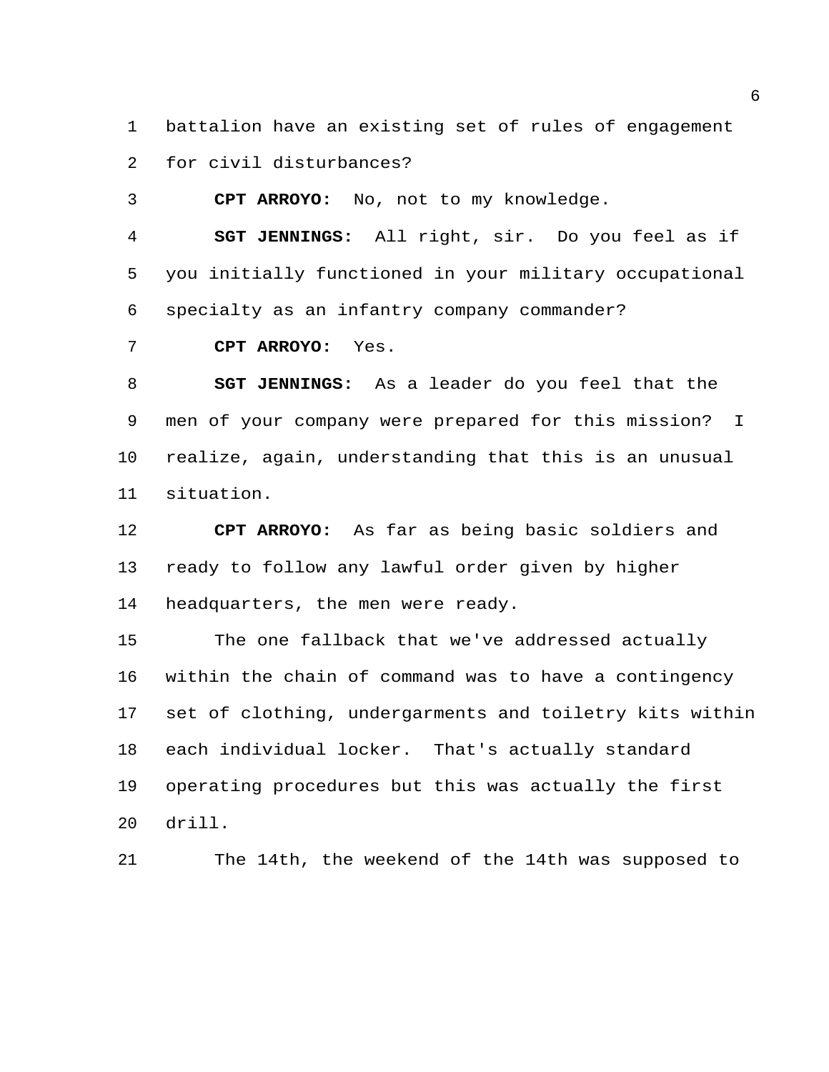battalion have an existing set of rules of engagement for civil disturbances?

**CPT ARROYO:** No, not to my knowledge.

**SGT JENNINGS:** All right, sir. Do you feel as if you initially functioned in your military occupational specialty as an infantry company commander?

**CPT ARROYO:** Yes.

**SGT JENNINGS:** As a leader do you feel that the men of your company were prepared for this mission? I realize, again, understanding that this is an unusual situation.

**CPT ARROYO:** As far as being basic soldiers and ready to follow any lawful order given by higher headquarters, the men were ready.

The one fallback that we've addressed actually within the chain of command was to have a contingency set of clothing, undergarments and toiletry kits within each individual locker. That's actually standard operating procedures but this was actually the first drill.

The 14th, the weekend of the 14th was supposed to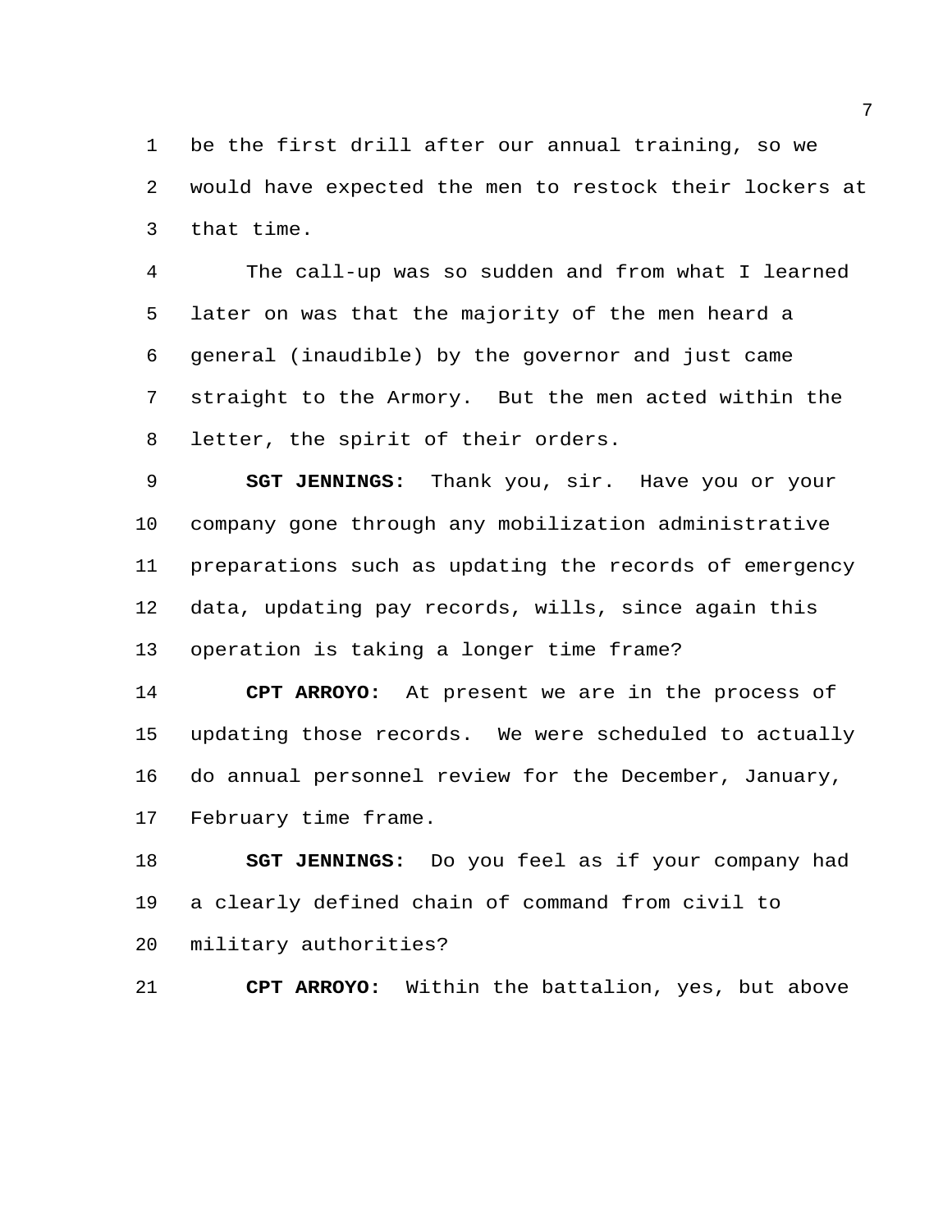be the first drill after our annual training, so we would have expected the men to restock their lockers at that time.

The call-up was so sudden and from what I learned later on was that the majority of the men heard a general (inaudible) by the governor and just came straight to the Armory. But the men acted within the letter, the spirit of their orders.

**SGT JENNINGS:** Thank you, sir. Have you or your company gone through any mobilization administrative preparations such as updating the records of emergency data, updating pay records, wills, since again this operation is taking a longer time frame?

**CPT ARROYO:** At present we are in the process of updating those records. We were scheduled to actually do annual personnel review for the December, January, February time frame.

**SGT JENNINGS:** Do you feel as if your company had a clearly defined chain of command from civil to military authorities?

**CPT ARROYO:** Within the battalion, yes, but above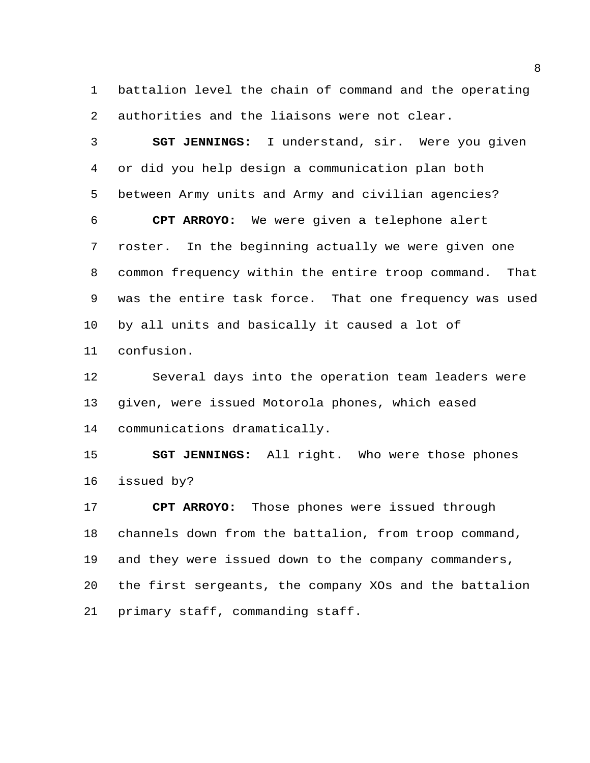battalion level the chain of command and the operating authorities and the liaisons were not clear.

**SGT JENNINGS:** I understand, sir. Were you given or did you help design a communication plan both between Army units and Army and civilian agencies?

**CPT ARROYO:** We were given a telephone alert roster. In the beginning actually we were given one common frequency within the entire troop command. That was the entire task force. That one frequency was used by all units and basically it caused a lot of confusion.

Several days into the operation team leaders were given, were issued Motorola phones, which eased communications dramatically.

**SGT JENNINGS:** All right. Who were those phones issued by?

**CPT ARROYO:** Those phones were issued through channels down from the battalion, from troop command, and they were issued down to the company commanders, the first sergeants, the company XOs and the battalion primary staff, commanding staff.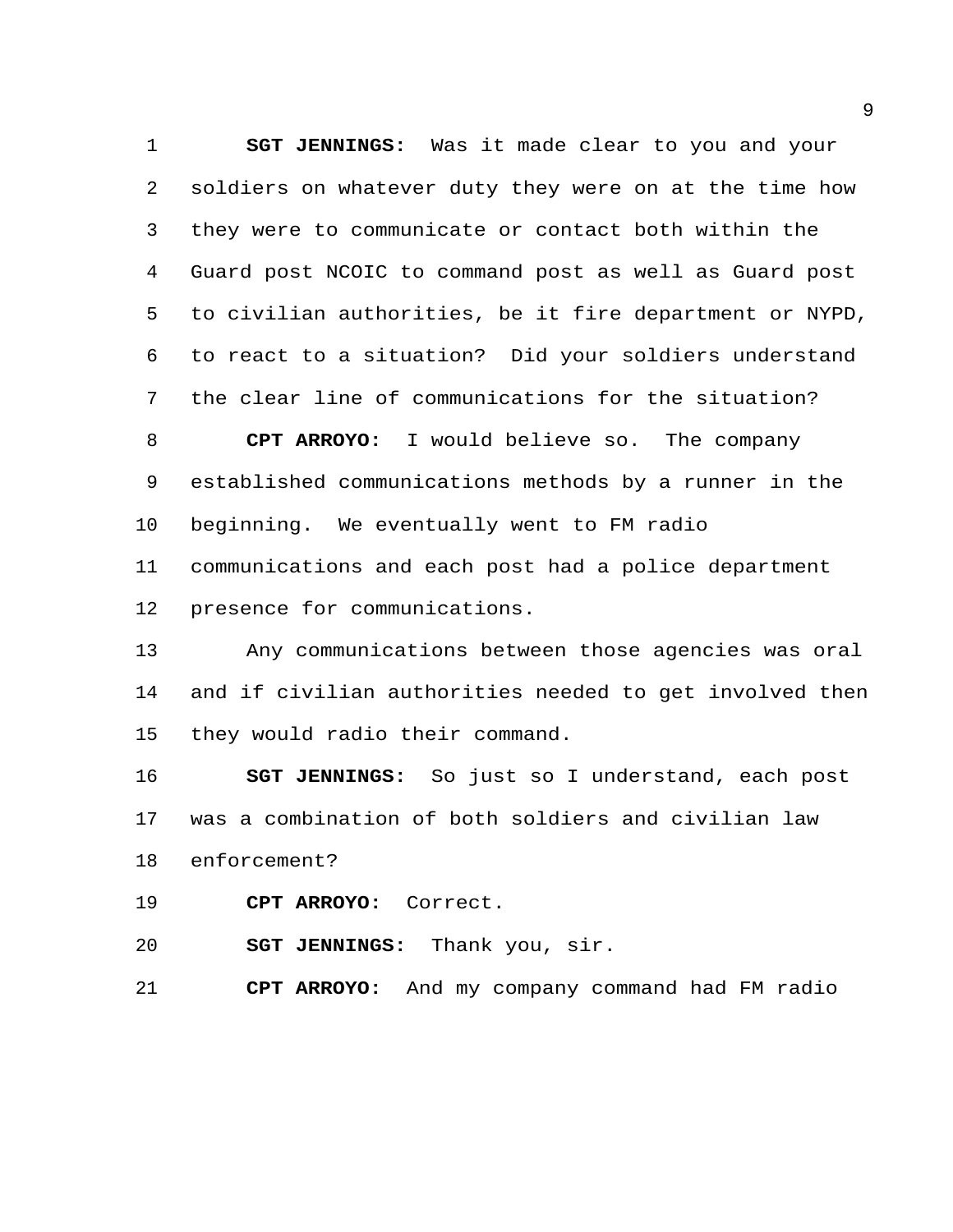**SGT JENNINGS:** Was it made clear to you and your soldiers on whatever duty they were on at the time how they were to communicate or contact both within the Guard post NCOIC to command post as well as Guard post to civilian authorities, be it fire department or NYPD, to react to a situation? Did your soldiers understand the clear line of communications for the situation?

**CPT ARROYO:** I would believe so. The company established communications methods by a runner in the beginning. We eventually went to FM radio communications and each post had a police department presence for communications.

Any communications between those agencies was oral and if civilian authorities needed to get involved then they would radio their command.

**SGT JENNINGS:** So just so I understand, each post was a combination of both soldiers and civilian law enforcement?

**CPT ARROYO:** Correct.

**SGT JENNINGS:** Thank you, sir.

**CPT ARROYO:** And my company command had FM radio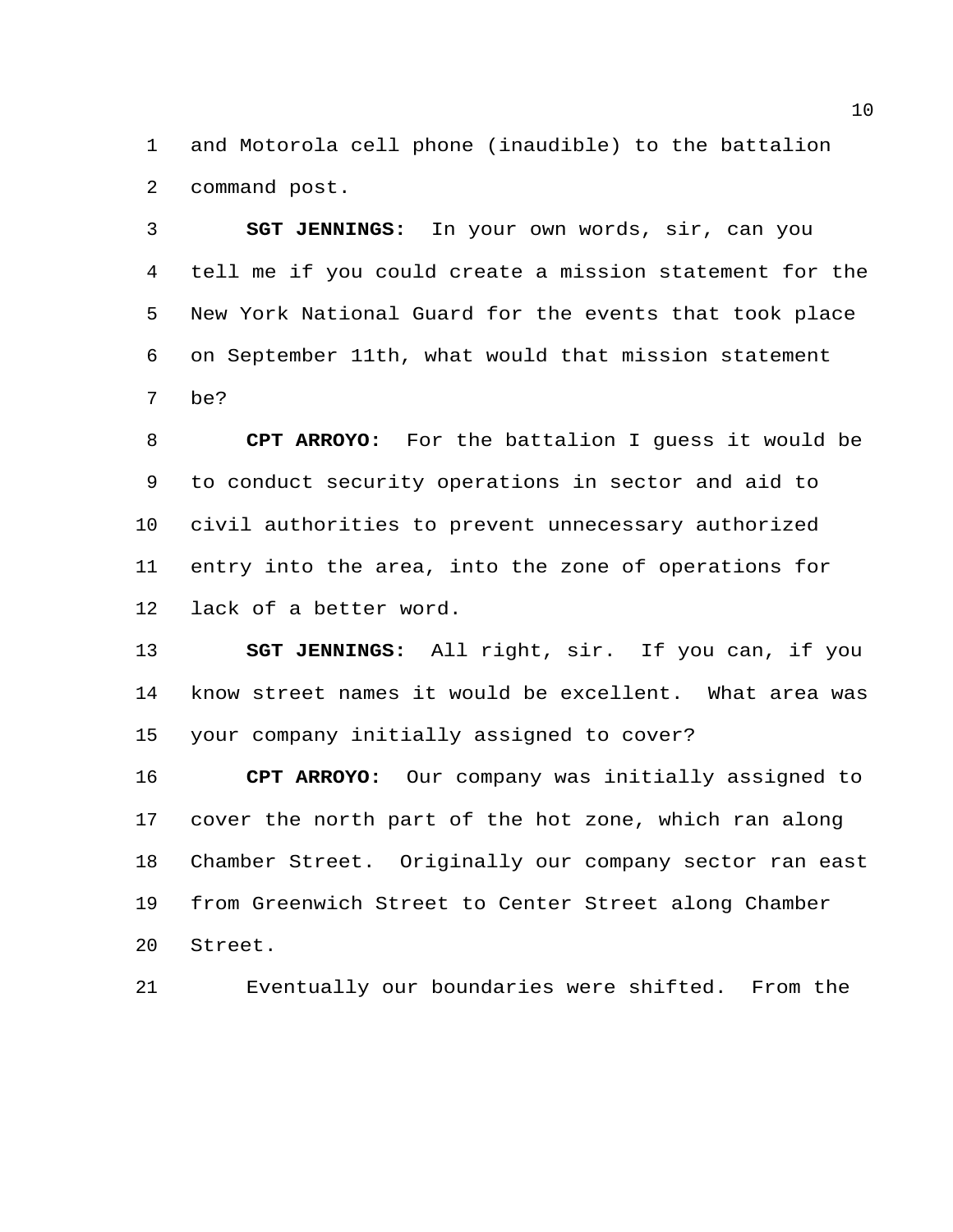and Motorola cell phone (inaudible) to the battalion command post.

**SGT JENNINGS:** In your own words, sir, can you tell me if you could create a mission statement for the New York National Guard for the events that took place on September 11th, what would that mission statement be?

**CPT ARROYO:** For the battalion I guess it would be to conduct security operations in sector and aid to civil authorities to prevent unnecessary authorized entry into the area, into the zone of operations for lack of a better word.

**SGT JENNINGS:** All right, sir. If you can, if you know street names it would be excellent. What area was your company initially assigned to cover?

**CPT ARROYO:** Our company was initially assigned to cover the north part of the hot zone, which ran along Chamber Street. Originally our company sector ran east from Greenwich Street to Center Street along Chamber Street.

Eventually our boundaries were shifted. From the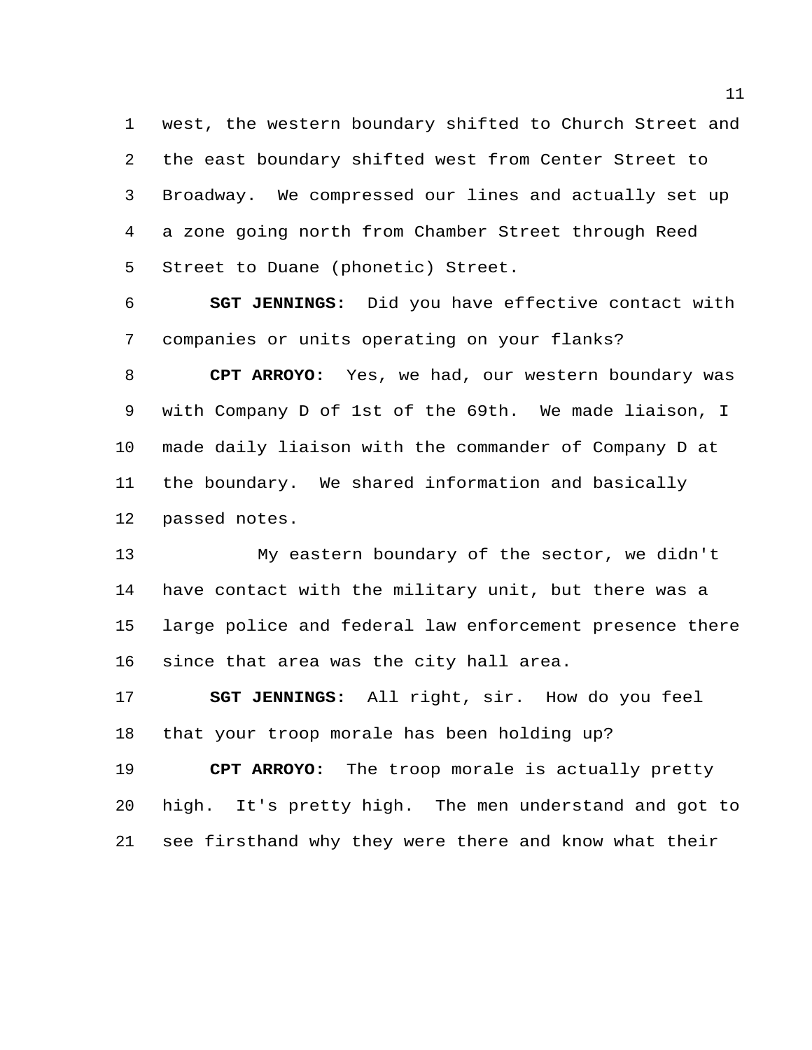west, the western boundary shifted to Church Street and the east boundary shifted west from Center Street to Broadway. We compressed our lines and actually set up a zone going north from Chamber Street through Reed Street to Duane (phonetic) Street.

**SGT JENNINGS:** Did you have effective contact with companies or units operating on your flanks?

**CPT ARROYO:** Yes, we had, our western boundary was with Company D of 1st of the 69th. We made liaison, I made daily liaison with the commander of Company D at the boundary. We shared information and basically passed notes.

My eastern boundary of the sector, we didn't have contact with the military unit, but there was a large police and federal law enforcement presence there since that area was the city hall area.

**SGT JENNINGS:** All right, sir. How do you feel that your troop morale has been holding up?

**CPT ARROYO:** The troop morale is actually pretty high. It's pretty high. The men understand and got to see firsthand why they were there and know what their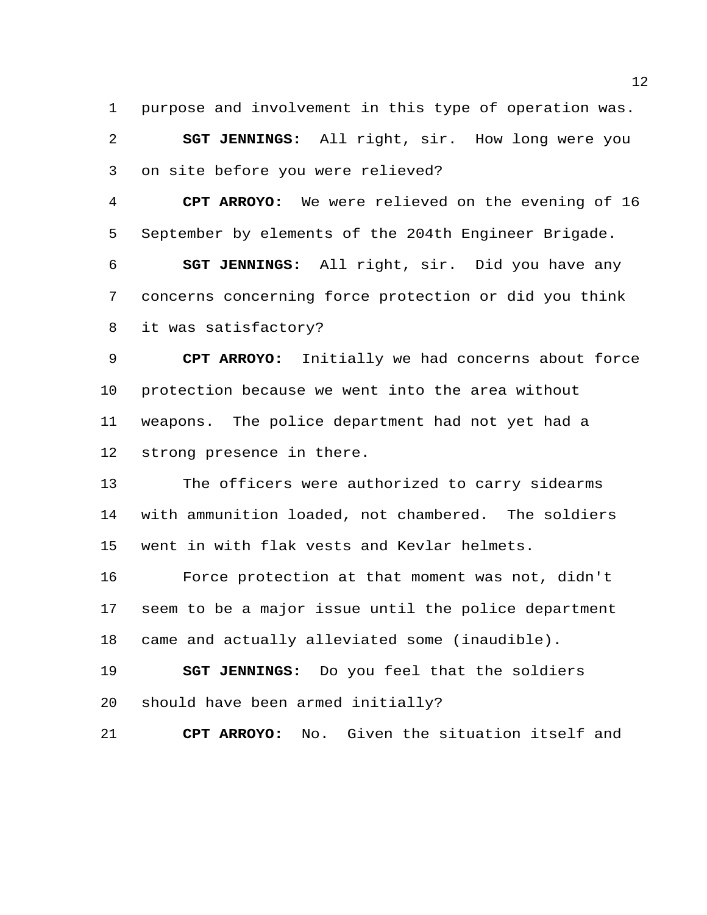purpose and involvement in this type of operation was.

**SGT JENNINGS:** All right, sir. How long were you on site before you were relieved?

**CPT ARROYO:** We were relieved on the evening of 16 September by elements of the 204th Engineer Brigade.

**SGT JENNINGS:** All right, sir. Did you have any concerns concerning force protection or did you think it was satisfactory?

**CPT ARROYO:** Initially we had concerns about force protection because we went into the area without weapons. The police department had not yet had a strong presence in there.

The officers were authorized to carry sidearms with ammunition loaded, not chambered. The soldiers went in with flak vests and Kevlar helmets.

Force protection at that moment was not, didn't seem to be a major issue until the police department came and actually alleviated some (inaudible).

**SGT JENNINGS:** Do you feel that the soldiers should have been armed initially?

**CPT ARROYO:** No. Given the situation itself and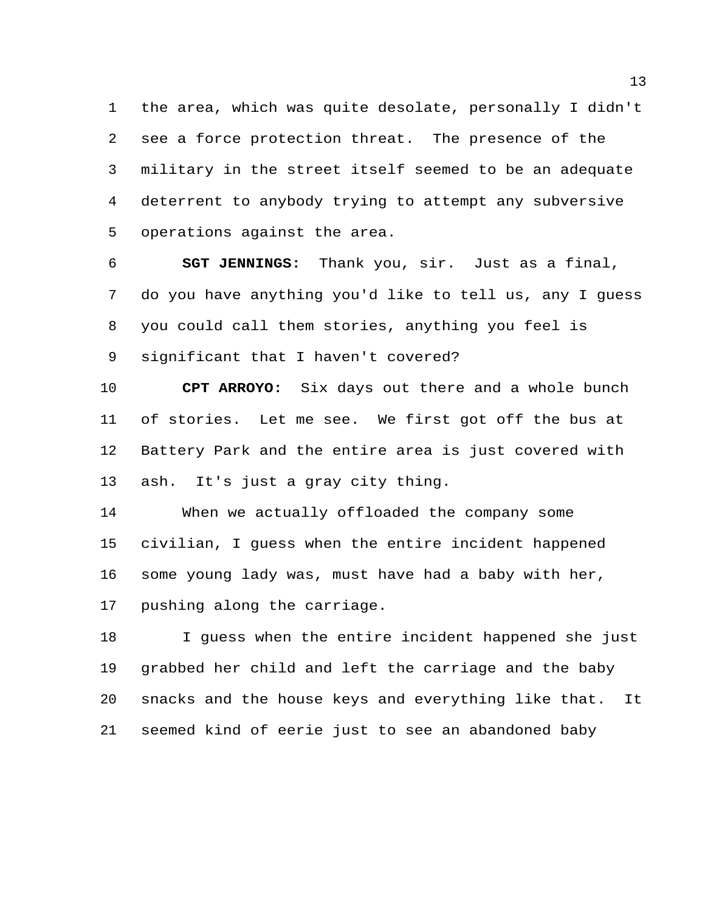the area, which was quite desolate, personally I didn't see a force protection threat. The presence of the military in the street itself seemed to be an adequate deterrent to anybody trying to attempt any subversive operations against the area.

**SGT JENNINGS:** Thank you, sir. Just as a final, do you have anything you'd like to tell us, any I guess you could call them stories, anything you feel is significant that I haven't covered?

**CPT ARROYO:** Six days out there and a whole bunch of stories. Let me see. We first got off the bus at Battery Park and the entire area is just covered with ash. It's just a gray city thing.

When we actually offloaded the company some civilian, I guess when the entire incident happened some young lady was, must have had a baby with her, pushing along the carriage.

I guess when the entire incident happened she just grabbed her child and left the carriage and the baby snacks and the house keys and everything like that. It seemed kind of eerie just to see an abandoned baby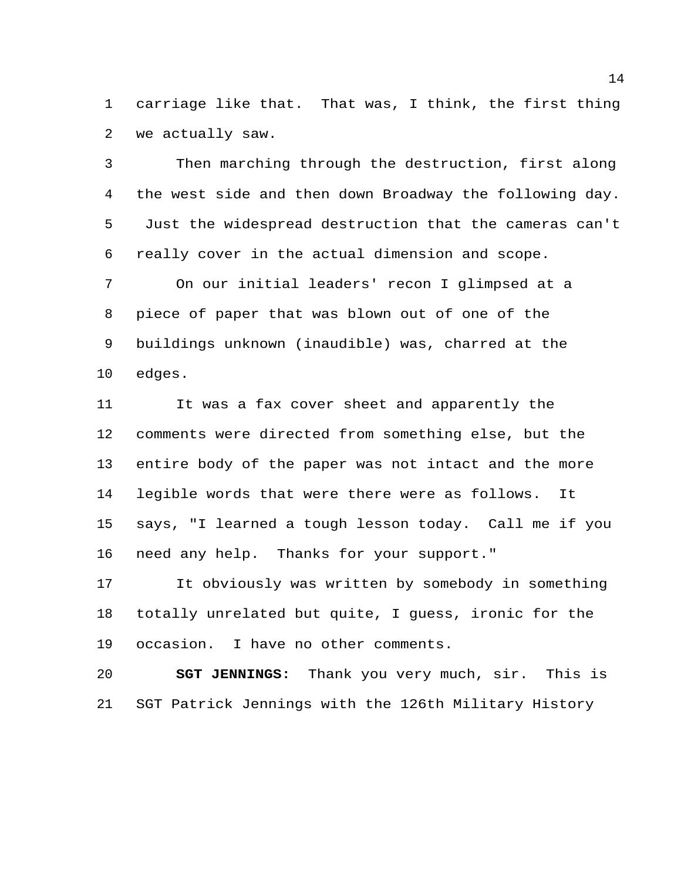carriage like that. That was, I think, the first thing we actually saw.

Then marching through the destruction, first along the west side and then down Broadway the following day. Just the widespread destruction that the cameras can't really cover in the actual dimension and scope.

On our initial leaders' recon I glimpsed at a piece of paper that was blown out of one of the buildings unknown (inaudible) was, charred at the edges.

It was a fax cover sheet and apparently the comments were directed from something else, but the entire body of the paper was not intact and the more legible words that were there were as follows. It says, "I learned a tough lesson today. Call me if you need any help. Thanks for your support."

It obviously was written by somebody in something totally unrelated but quite, I guess, ironic for the occasion. I have no other comments.

**SGT JENNINGS:** Thank you very much, sir. This is SGT Patrick Jennings with the 126th Military History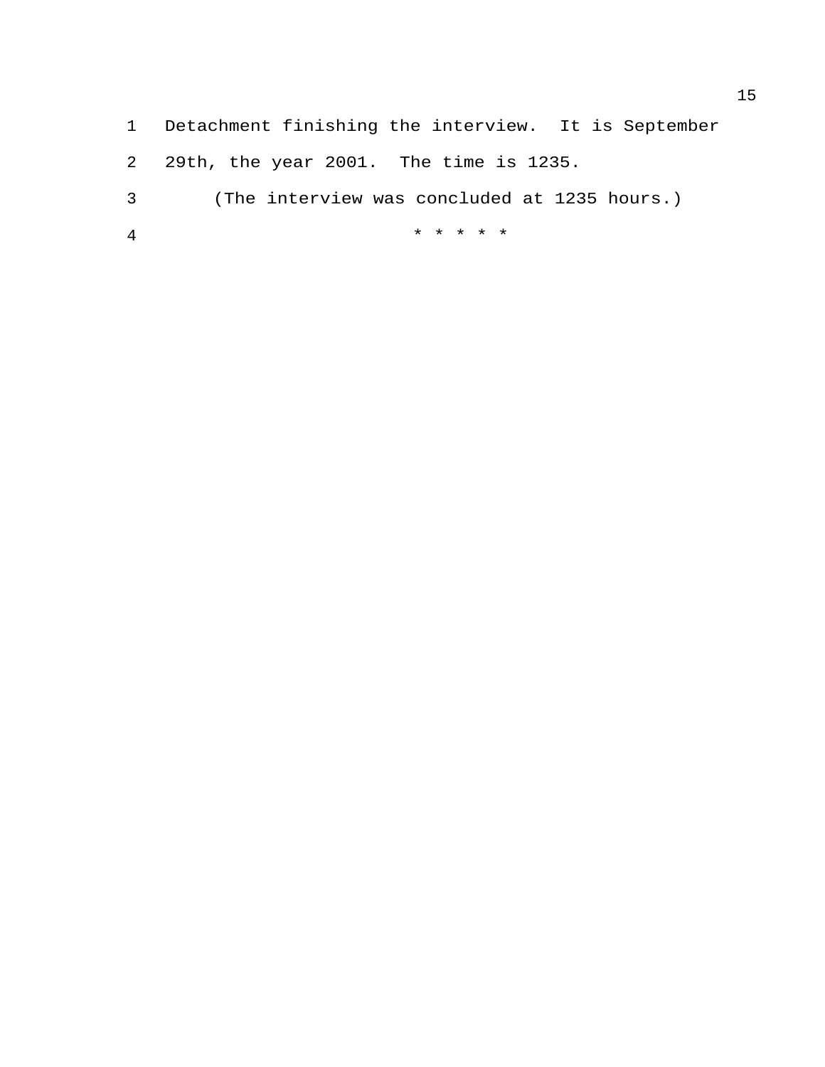Detachment finishing the interview. It is September 29th, the year 2001. The time is 1235.

(The interview was concluded at 1235 hours.)

* * * * *